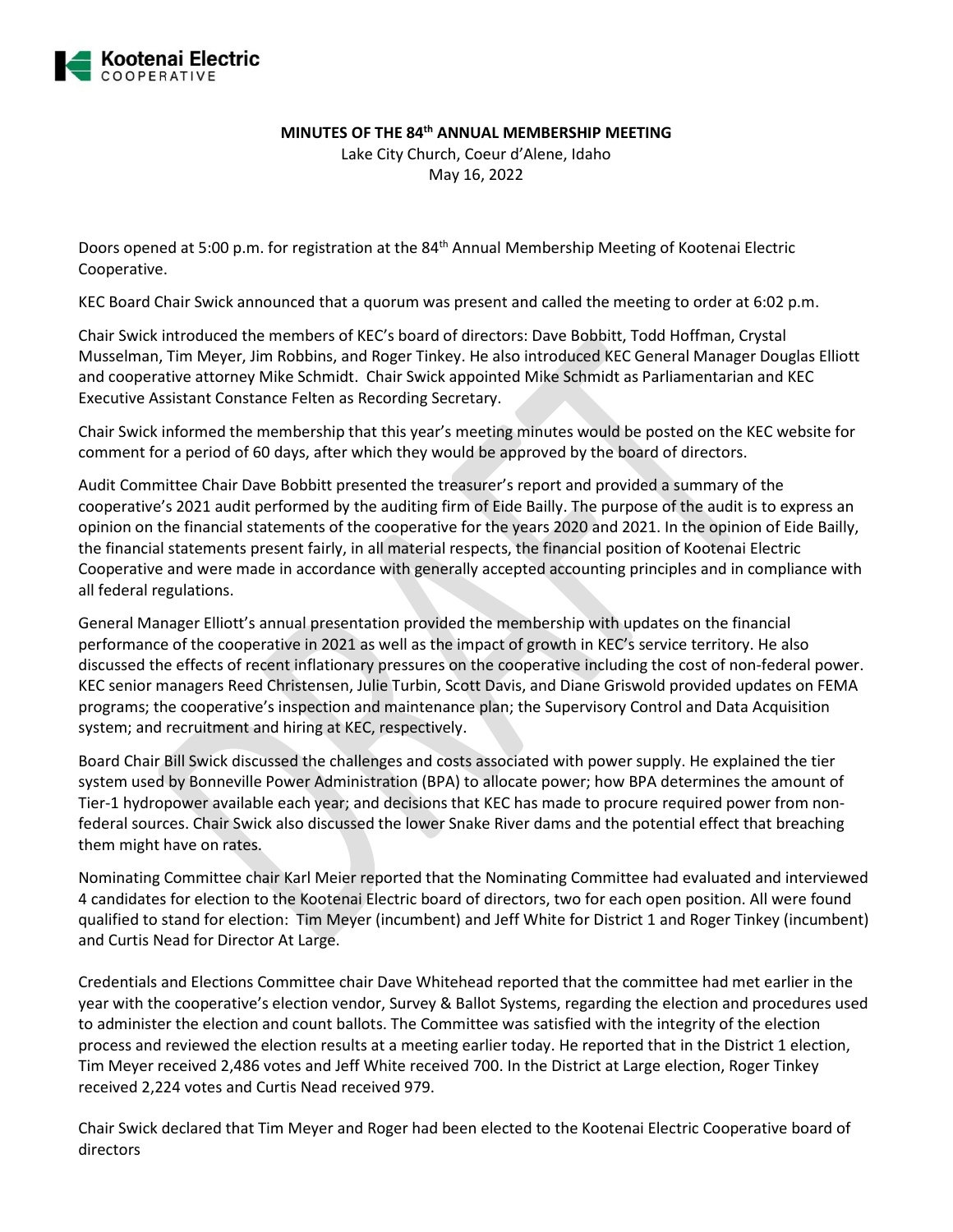# MINUTES OF THE 84th ANNUAL MEMBERSHIP MEETING

Lake City Church, Coeur d'Alene, Idaho

May 16, 2022

Doors opened at 5:00 p.m. for registration at the 84th Annual Membership Meeting of Kootenai Electric Cooperative.

KEC Board Chair Swick announced that a quorum was present and called the meeting to order at 6:02 p.m.

Chair Swick introduced the members of KEC's board of directors: Dave Bobbitt, Todd Hoffman, Crystal Musselman, Tim Meyer, Jim Robbins, and Roger Tinkey. He also introduced KEC General Manager Douglas Elliott and cooperative attorney Mike Schmidt. Chair Swick appointed Mike Schmidt as Parliamentarian and KEC Executive Assistant Constance Felten as Recording Secretary.

Chair Swick informed the membership that this year's meeting minutes would be posted on the KEC website for comment for a period of 60 days, after which they would be approved by the board of directors.

Audit Committee Chair Dave Bobbitt presented the treasurer's report and provided a summary of the cooperative's 2021 audit performed by the auditing firm of Eide Bailly. The purpose of the audit is to express an opinion on the financial statements of the cooperative for the years 2020 and 2021. In the opinion of Eide Bailly, the financial statements present fairly, in all material respects, the financial position of Kootenai Electric Cooperative and were made in accordance with generally accepted accounting principles and in compliance with all federal regulations.

General Manager Elliott's annual presentation provided the membership with updates on the financial performance of the cooperative in 2021 as well as the impact of growth in KEC's service territory. He also discussed the effects of recent inflationary pressures on the cooperative including the cost of non-federal power. KEC senior managers Reed Christensen, Julie Turbin, Scott Davis, and Diane Griswold provided updates on FEMA programs; the cooperative's inspection and maintenance plan; the Supervisory Control and Data Acquisition system; and recruitment and hiring at KEC, respectively.

Board Chair Bill Swick discussed the challenges and costs associated with power supply. He explained the tier system used by Bonneville Power Administration (BPA) to allocate power; how BPA determines the amount of Tier-1 hydropower available each year; and decisions that KEC has made to procure required power from non-federal sources. Chair Swick also discussed the lower Snake River dams and the potential effect that breaching them might have on rates.

Nominating Committee chair Karl Meier reported that the Nominating Committee had evaluated and interviewed 4 candidates for election to the Kootenai Electric board of directors, two for each open position. All were found qualified to stand for election: Tim Meyer (incumbent) and Jeff White for District 1 and Roger Tinkey (incumbent) and Curtis Nead for Director At Large.

Credentials and Elections Committee chair Dave Whitehead reported that the committee had met earlier in the year with the cooperative's election vendor, Survey & Ballot Systems, regarding the election and procedures used to administer the election and count ballots. The Committee was satisfied with the integrity of the election process and reviewed the election results at a meeting earlier today. He reported that in the District 1 election, Tim Meyer received 2,486 votes and Jeff White received 700. In the District at Large election, Roger Tinkey received 2,224 votes and Curtis Nead received 979.

Chair Swick declared that Tim Meyer and Roger had been elected to the Kootenai Electric Cooperative board of directors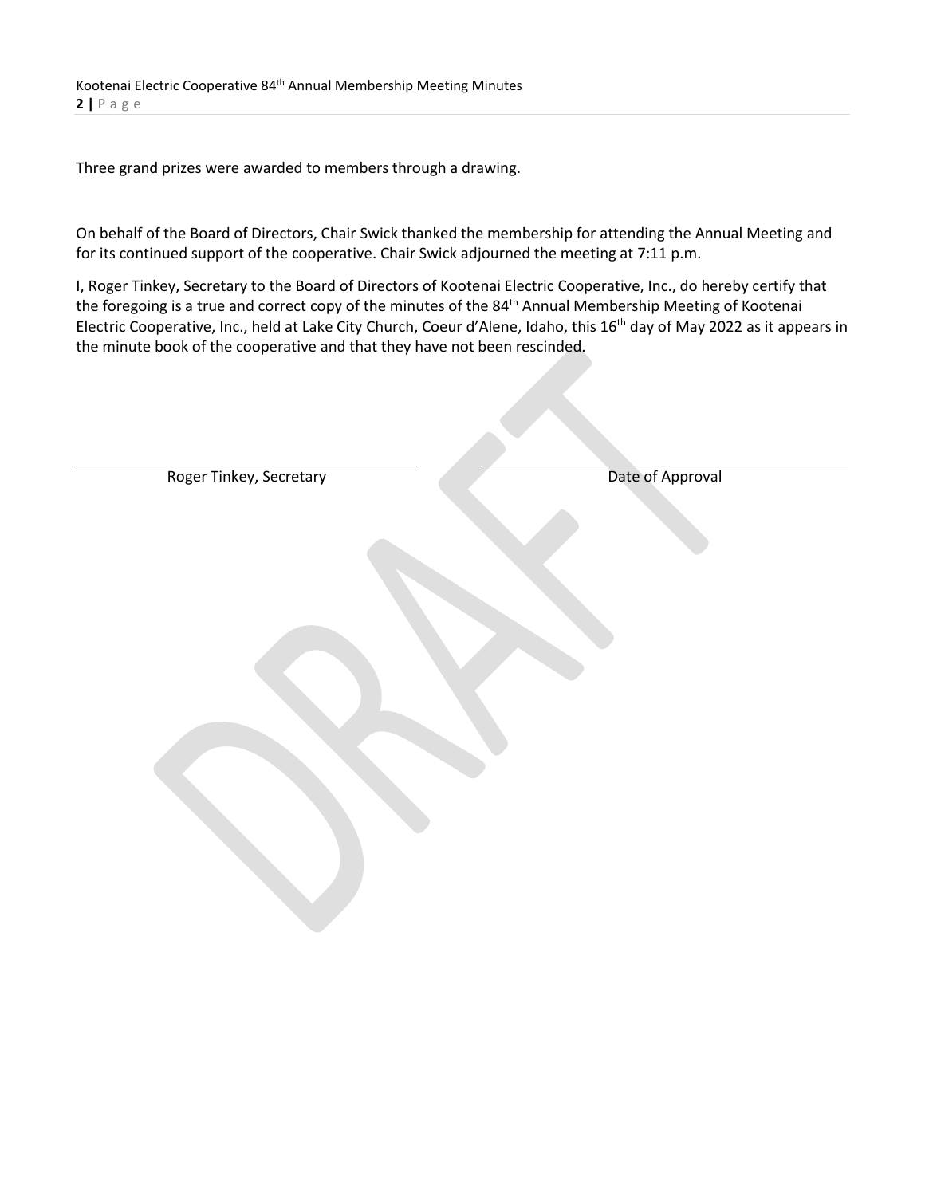Three grand prizes were awarded to members through a drawing.

On behalf of the Board of Directors, Chair Swick thanked the membership for attending the Annual Meeting and for its continued support of the cooperative. Chair Swick adjourned the meeting at 7:11 p.m.

I, Roger Tinkey, Secretary to the Board of Directors of Kootenai Electric Cooperative, Inc., do hereby certify that the foregoing is a true and correct copy of the minutes of the 84th Annual Membership Meeting of Kootenai Electric Cooperative, Inc., held at Lake City Church, Coeur d'Alene, Idaho, this 16th day of May 2022 as it appears in the minute book of the cooperative and that they have not been rescinded.

\_\_\_\_\_\_\_\_\_\_\_\_\_\_\_\_\_\_\_\_\_\_\_\_\_\_\_\_\_\_
Roger Tinkey, Secretary

\_\_\_\_\_\_\_\_\_\_\_\_\_\_\_\_\_\_\_\_\_\_\_\_\_\_\_\_\_\_
Date of Approval

DRAFT